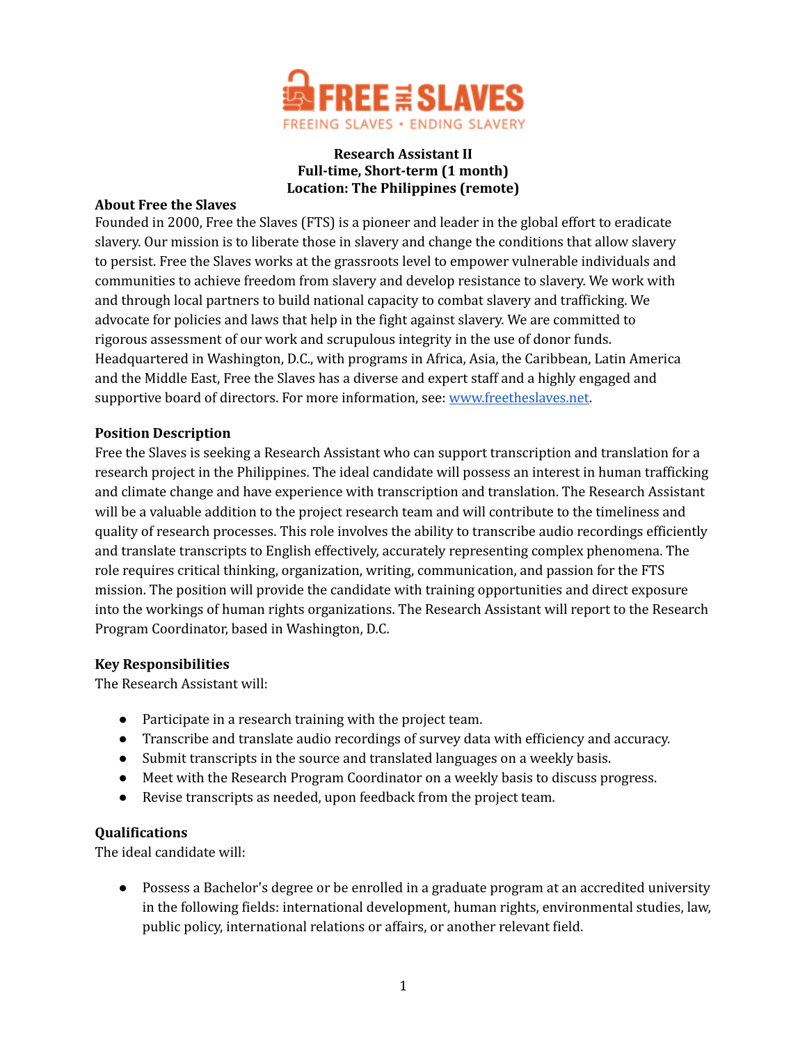FREE THE SLAVES
FREEING SLAVES • ENDING SLAVERY

**Research Assistant II**
**Full-time, Short-term (1 month)**
**Location: The Philippines (remote)**

**About Free the Slaves**

Founded in 2000, Free the Slaves (FTS) is a pioneer and leader in the global effort to eradicate slavery. Our mission is to liberate those in slavery and change the conditions that allow slavery to persist. Free the Slaves works at the grassroots level to empower vulnerable individuals and communities to achieve freedom from slavery and develop resistance to slavery. We work with and through local partners to build national capacity to combat slavery and trafficking. We advocate for policies and laws that help in the fight against slavery. We are committed to rigorous assessment of our work and scrupulous integrity in the use of donor funds. Headquartered in Washington, D.C., with programs in Africa, Asia, the Caribbean, Latin America and the Middle East, Free the Slaves has a diverse and expert staff and a highly engaged and supportive board of directors. For more information, see: [www.freetheslaves.net](http://www.freetheslaves.net).

**Position Description**

Free the Slaves is seeking a Research Assistant who can support transcription and translation for a research project in the Philippines. The ideal candidate will possess an interest in human trafficking and climate change and have experience with transcription and translation. The Research Assistant will be a valuable addition to the project research team and will contribute to the timeliness and quality of research processes. This role involves the ability to transcribe audio recordings efficiently and translate transcripts to English effectively, accurately representing complex phenomena. The role requires critical thinking, organization, writing, communication, and passion for the FTS mission. The position will provide the candidate with training opportunities and direct exposure into the workings of human rights organizations. The Research Assistant will report to the Research Program Coordinator, based in Washington, D.C.

**Key Responsibilities**

The Research Assistant will:

- Participate in a research training with the project team.
- Transcribe and translate audio recordings of survey data with efficiency and accuracy.
- Submit transcripts in the source and translated languages on a weekly basis.
- Meet with the Research Program Coordinator on a weekly basis to discuss progress.
- Revise transcripts as needed, upon feedback from the project team.

**Qualifications**

The ideal candidate will:

- Possess a Bachelor's degree or be enrolled in a graduate program at an accredited university in the following fields: international development, human rights, environmental studies, law, public policy, international relations or affairs, or another relevant field.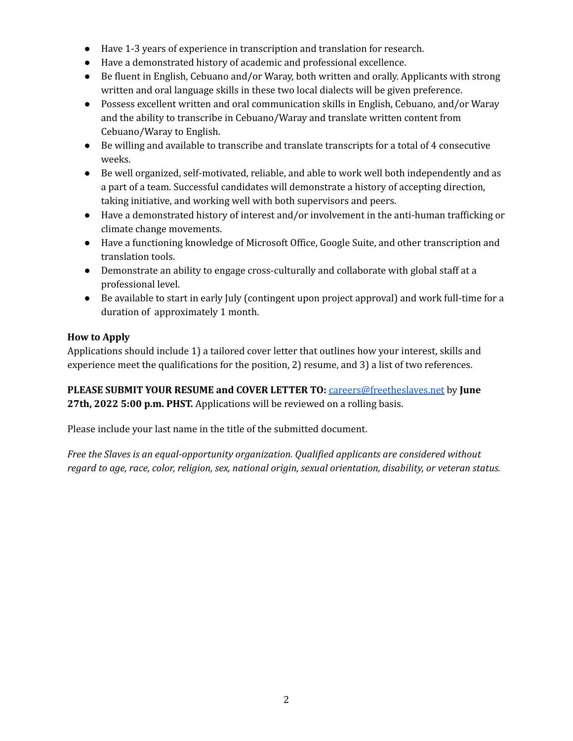- Have 1-3 years of experience in transcription and translation for research.
- Have a demonstrated history of academic and professional excellence.
- Be fluent in English, Cebuano and/or Waray, both written and orally. Applicants with strong written and oral language skills in these two local dialects will be given preference.
- Possess excellent written and oral communication skills in English, Cebuano, and/or Waray and the ability to transcribe in Cebuano/Waray and translate written content from Cebuano/Waray to English.
- Be willing and available to transcribe and translate transcripts for a total of 4 consecutive weeks.
- Be well organized, self-motivated, reliable, and able to work well both independently and as a part of a team. Successful candidates will demonstrate a history of accepting direction, taking initiative, and working well with both supervisors and peers.
- Have a demonstrated history of interest and/or involvement in the anti-human trafficking or climate change movements.
- Have a functioning knowledge of Microsoft Office, Google Suite, and other transcription and translation tools.
- Demonstrate an ability to engage cross-culturally and collaborate with global staff at a professional level.
- Be available to start in early July (contingent upon project approval) and work full-time for a duration of approximately 1 month.

**How to Apply**

Applications should include 1) a tailored cover letter that outlines how your interest, skills and experience meet the qualifications for the position, 2) resume, and 3) a list of two references.

**PLEASE SUBMIT YOUR RESUME and COVER LETTER TO:** careers@freetheslaves.net by **June 27th, 2022 5:00 p.m. PHST.** Applications will be reviewed on a rolling basis.

Please include your last name in the title of the submitted document.

*Free the Slaves is an equal-opportunity organization. Qualified applicants are considered without regard to age, race, color, religion, sex, national origin, sexual orientation, disability, or veteran status.*